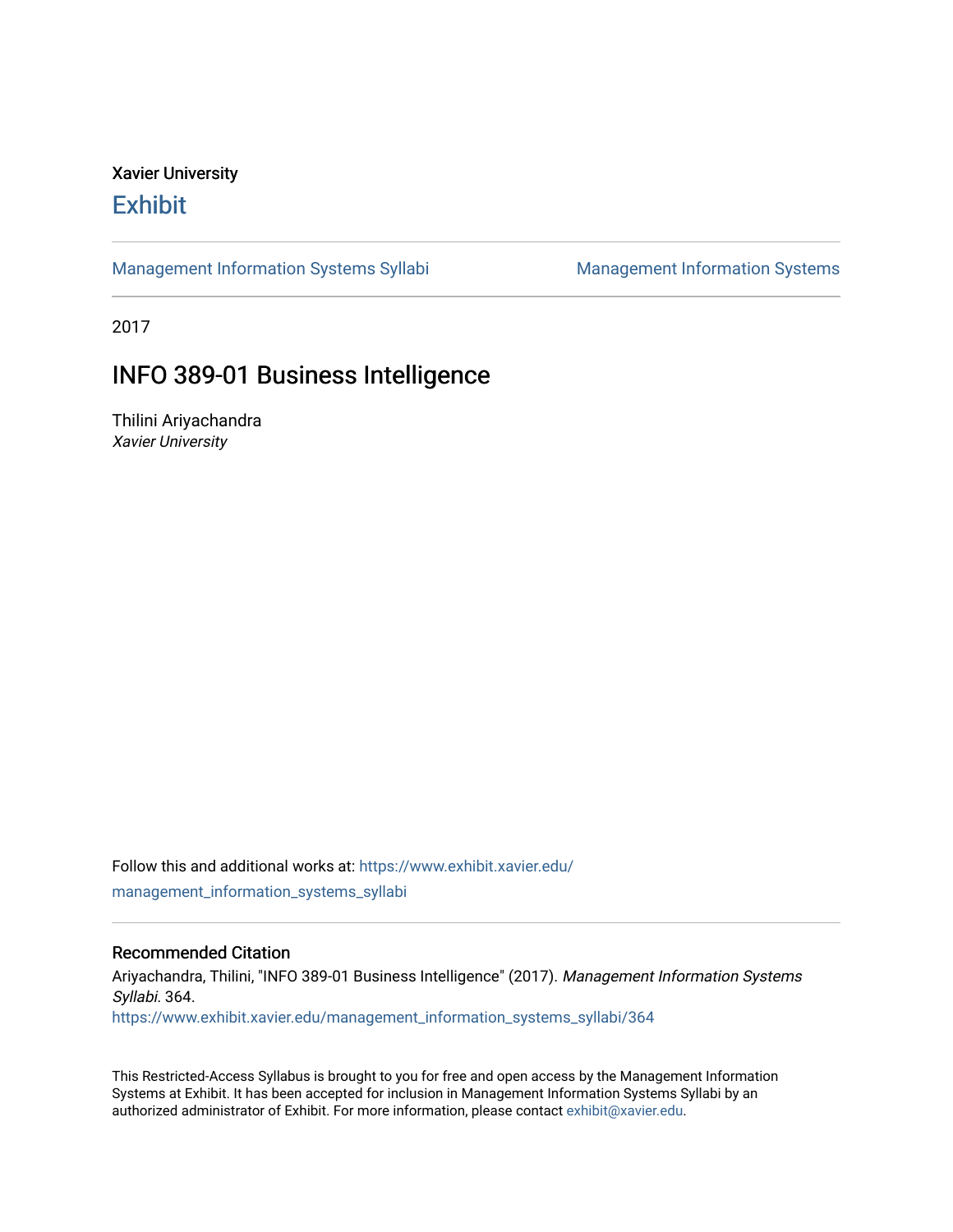Xavier University

# Exhibit

Management Information Systems Syllabi | Management Information Systems

2017

## INFO 389-01 Business Intelligence

Thilini Ariyachandra
*Xavier University*

Follow this and additional works at: https://www.exhibit.xavier.edu/management_information_systems_syllabi

### Recommended Citation

Ariyachandra, Thilini, "INFO 389-01 Business Intelligence" (2017). *Management Information Systems Syllabi*. 364.
https://www.exhibit.xavier.edu/management_information_systems_syllabi/364

This Restricted-Access Syllabus is brought to you for free and open access by the Management Information Systems at Exhibit. It has been accepted for inclusion in Management Information Systems Syllabi by an authorized administrator of Exhibit. For more information, please contact exhibit@xavier.edu.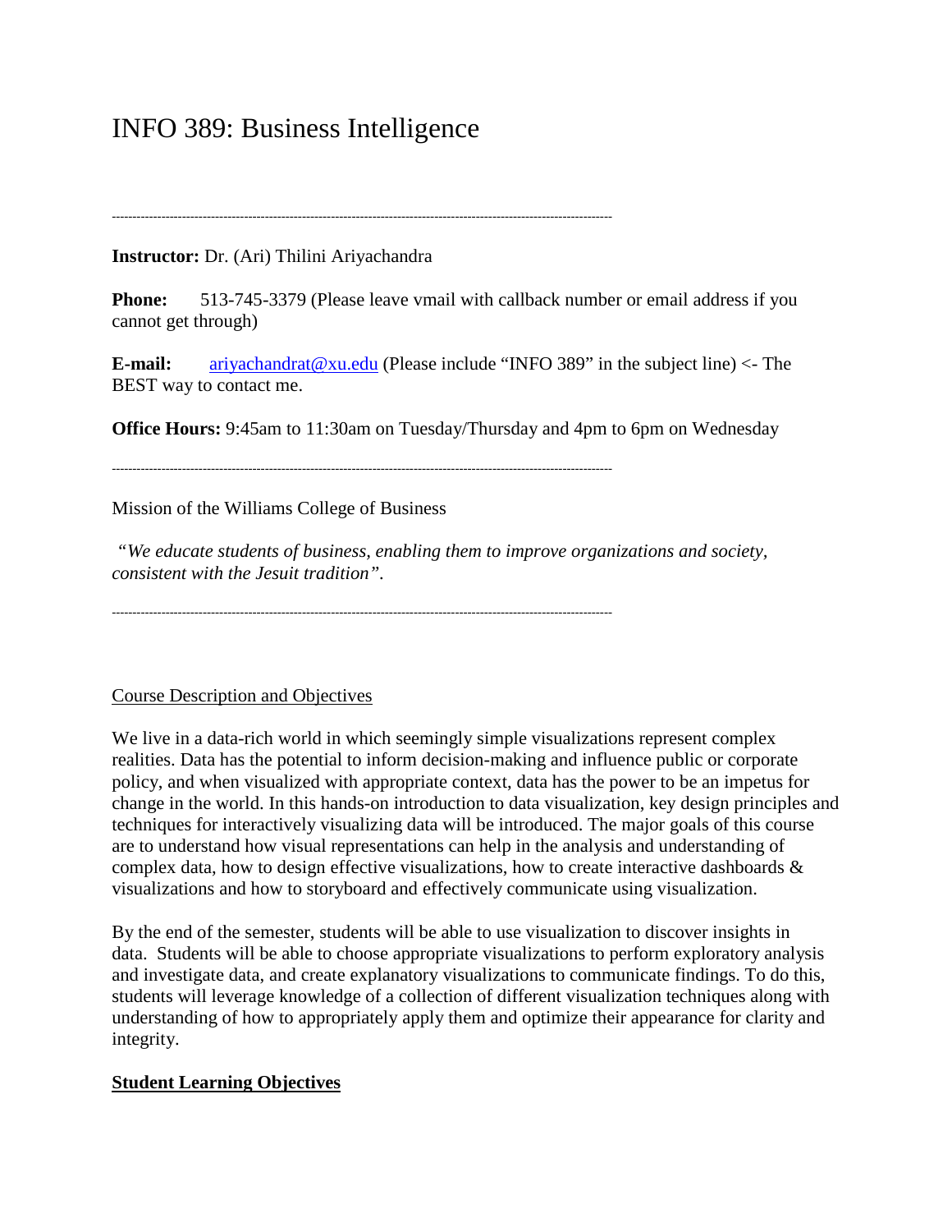# INFO 389: Business Intelligence

---

**Instructor:** Dr. (Ari) Thilini Ariyachandra

**Phone:** 513-745-3379 (Please leave vmail with callback number or email address if you cannot get through)

**E-mail:** [ariyachandrat@xu.edu](mailto:ariyachandrat@xu.edu) (Please include "INFO 389" in the subject line) <- The BEST way to contact me.

**Office Hours:** 9:45am to 11:30am on Tuesday/Thursday and 4pm to 6pm on Wednesday

---

Mission of the Williams College of Business

*"We educate students of business, enabling them to improve organizations and society, consistent with the Jesuit tradition".*

---

## Course Description and Objectives

We live in a data-rich world in which seemingly simple visualizations represent complex realities. Data has the potential to inform decision-making and influence public or corporate policy, and when visualized with appropriate context, data has the power to be an impetus for change in the world. In this hands-on introduction to data visualization, key design principles and techniques for interactively visualizing data will be introduced. The major goals of this course are to understand how visual representations can help in the analysis and understanding of complex data, how to design effective visualizations, how to create interactive dashboards & visualizations and how to storyboard and effectively communicate using visualization.

By the end of the semester, students will be able to use visualization to discover insights in data. Students will be able to choose appropriate visualizations to perform exploratory analysis and investigate data, and create explanatory visualizations to communicate findings. To do this, students will leverage knowledge of a collection of different visualization techniques along with understanding of how to appropriately apply them and optimize their appearance for clarity and integrity.

## Student Learning Objectives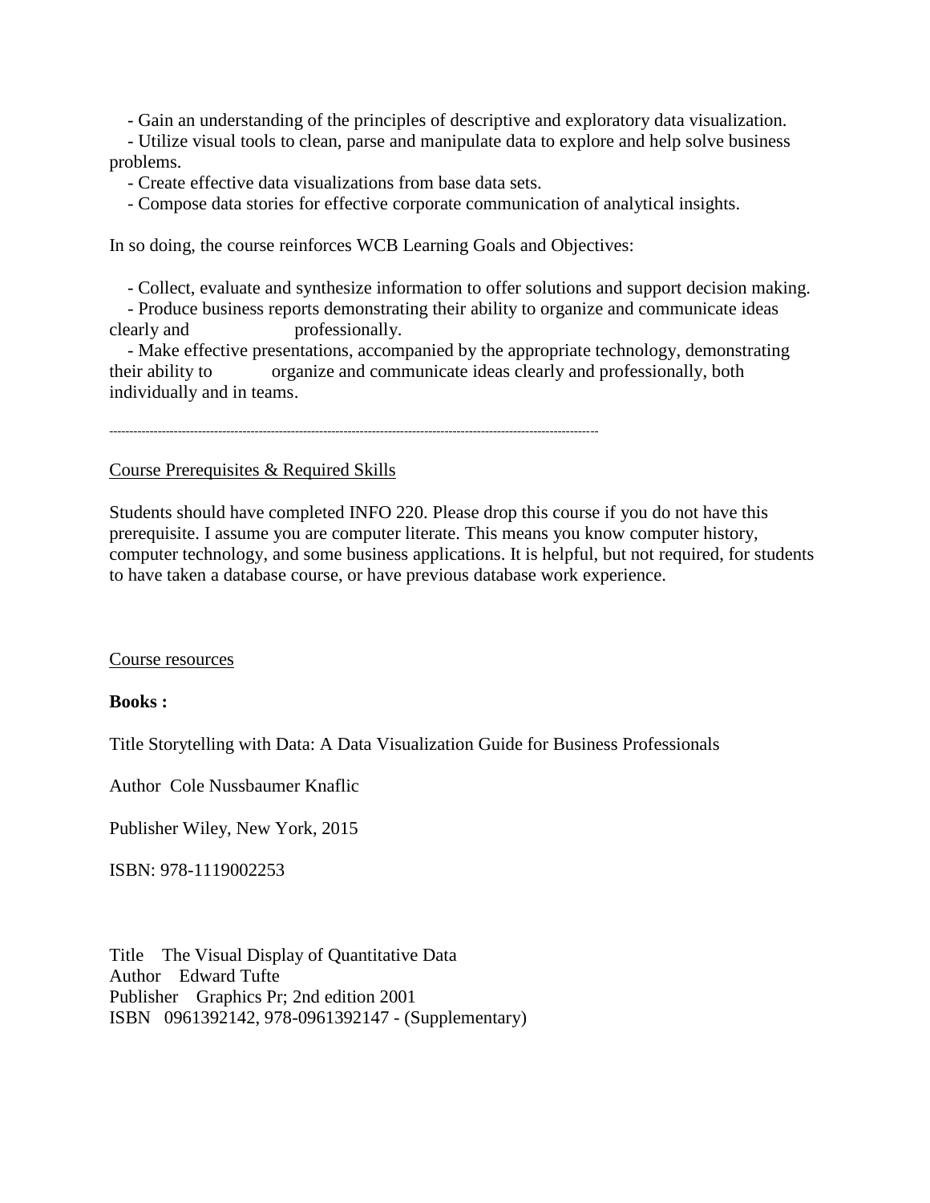- Gain an understanding of the principles of descriptive and exploratory data visualization.
- Utilize visual tools to clean, parse and manipulate data to explore and help solve business problems.
- Create effective data visualizations from base data sets.
- Compose data stories for effective corporate communication of analytical insights.

In so doing, the course reinforces WCB Learning Goals and Objectives:

- Collect, evaluate and synthesize information to offer solutions and support decision making.
- Produce business reports demonstrating their ability to organize and communicate ideas clearly and professionally.
- Make effective presentations, accompanied by the appropriate technology, demonstrating their ability to organize and communicate ideas clearly and professionally, both individually and in teams.

---

<u>Course Prerequisites & Required Skills</u>

Students should have completed INFO 220. Please drop this course if you do not have this prerequisite. I assume you are computer literate. This means you know computer history, computer technology, and some business applications. It is helpful, but not required, for students to have taken a database course, or have previous database work experience.

<u>Course resources</u>

**Books :**

Title Storytelling with Data: A Data Visualization Guide for Business Professionals

Author Cole Nussbaumer Knaflic

Publisher Wiley, New York, 2015

ISBN: 978-1119002253

Title The Visual Display of Quantitative Data
Author Edward Tufte
Publisher Graphics Pr; 2nd edition 2001
ISBN 0961392142, 978-0961392147 - (Supplementary)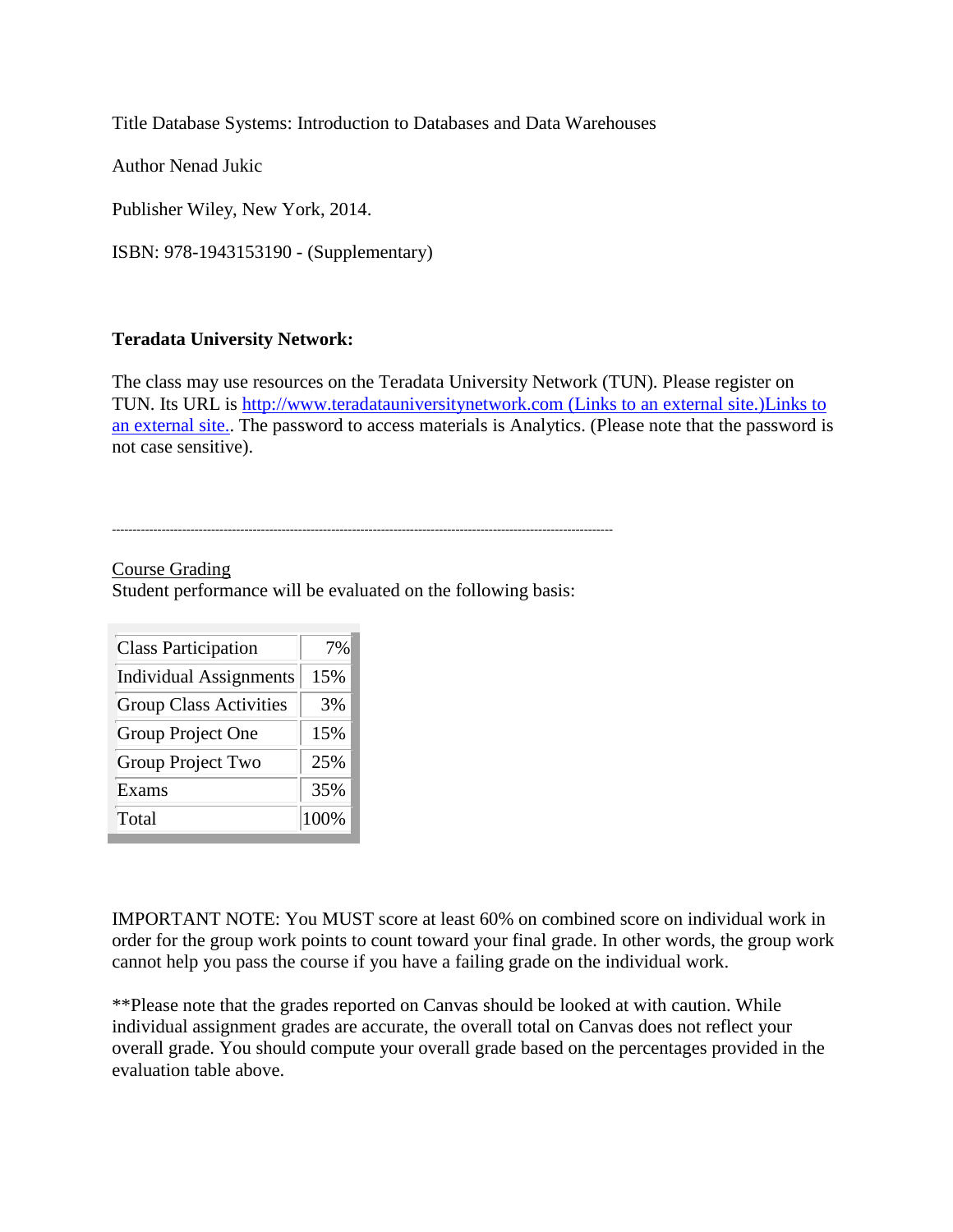Title Database Systems: Introduction to Databases and Data Warehouses

Author Nenad Jukic

Publisher Wiley, New York, 2014.

ISBN: 978-1943153190 - (Supplementary)

**Teradata University Network:**

The class may use resources on the Teradata University Network (TUN). Please register on TUN. Its URL is [http://www.teradatauniversitynetwork.com (Links to an external site.)Links to an external site.](http://www.teradatauniversitynetwork.com). The password to access materials is Analytics. (Please note that the password is not case sensitive).

---

Course Grading
Student performance will be evaluated on the following basis:

| Component | Weight |
|---|---|
| Class Participation | 7% |
| Individual Assignments | 15% |
| Group Class Activities | 3% |
| Group Project One | 15% |
| Group Project Two | 25% |
| Exams | 35% |
| Total | 100% |

IMPORTANT NOTE: You MUST score at least 60% on combined score on individual work in order for the group work points to count toward your final grade. In other words, the group work cannot help you pass the course if you have a failing grade on the individual work.

**Please note that the grades reported on Canvas should be looked at with caution. While individual assignment grades are accurate, the overall total on Canvas does not reflect your overall grade. You should compute your overall grade based on the percentages provided in the evaluation table above.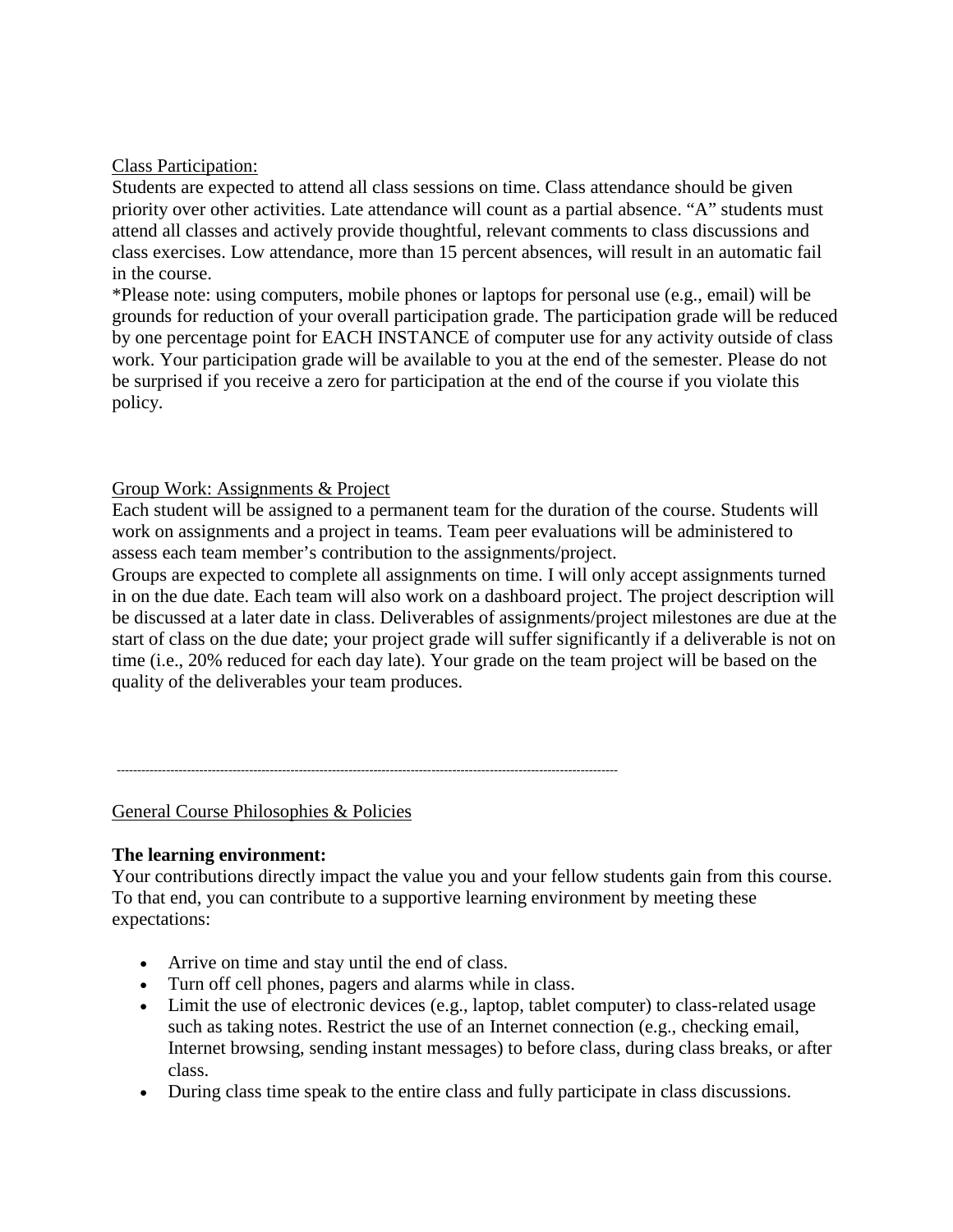Class Participation:

Students are expected to attend all class sessions on time. Class attendance should be given priority over other activities. Late attendance will count as a partial absence. "A" students must attend all classes and actively provide thoughtful, relevant comments to class discussions and class exercises. Low attendance, more than 15 percent absences, will result in an automatic fail in the course.

*Please note: using computers, mobile phones or laptops for personal use (e.g., email) will be grounds for reduction of your overall participation grade. The participation grade will be reduced by one percentage point for EACH INSTANCE of computer use for any activity outside of class work. Your participation grade will be available to you at the end of the semester. Please do not be surprised if you receive a zero for participation at the end of the course if you violate this policy.

Group Work: Assignments & Project

Each student will be assigned to a permanent team for the duration of the course. Students will work on assignments and a project in teams. Team peer evaluations will be administered to assess each team member's contribution to the assignments/project.

Groups are expected to complete all assignments on time. I will only accept assignments turned in on the due date. Each team will also work on a dashboard project. The project description will be discussed at a later date in class. Deliverables of assignments/project milestones are due at the start of class on the due date; your project grade will suffer significantly if a deliverable is not on time (i.e., 20% reduced for each day late). Your grade on the team project will be based on the quality of the deliverables your team produces.

---

General Course Philosophies & Policies

**The learning environment:**

Your contributions directly impact the value you and your fellow students gain from this course. To that end, you can contribute to a supportive learning environment by meeting these expectations:

- Arrive on time and stay until the end of class.
- Turn off cell phones, pagers and alarms while in class.
- Limit the use of electronic devices (e.g., laptop, tablet computer) to class-related usage such as taking notes. Restrict the use of an Internet connection (e.g., checking email, Internet browsing, sending instant messages) to before class, during class breaks, or after class.
- During class time speak to the entire class and fully participate in class discussions.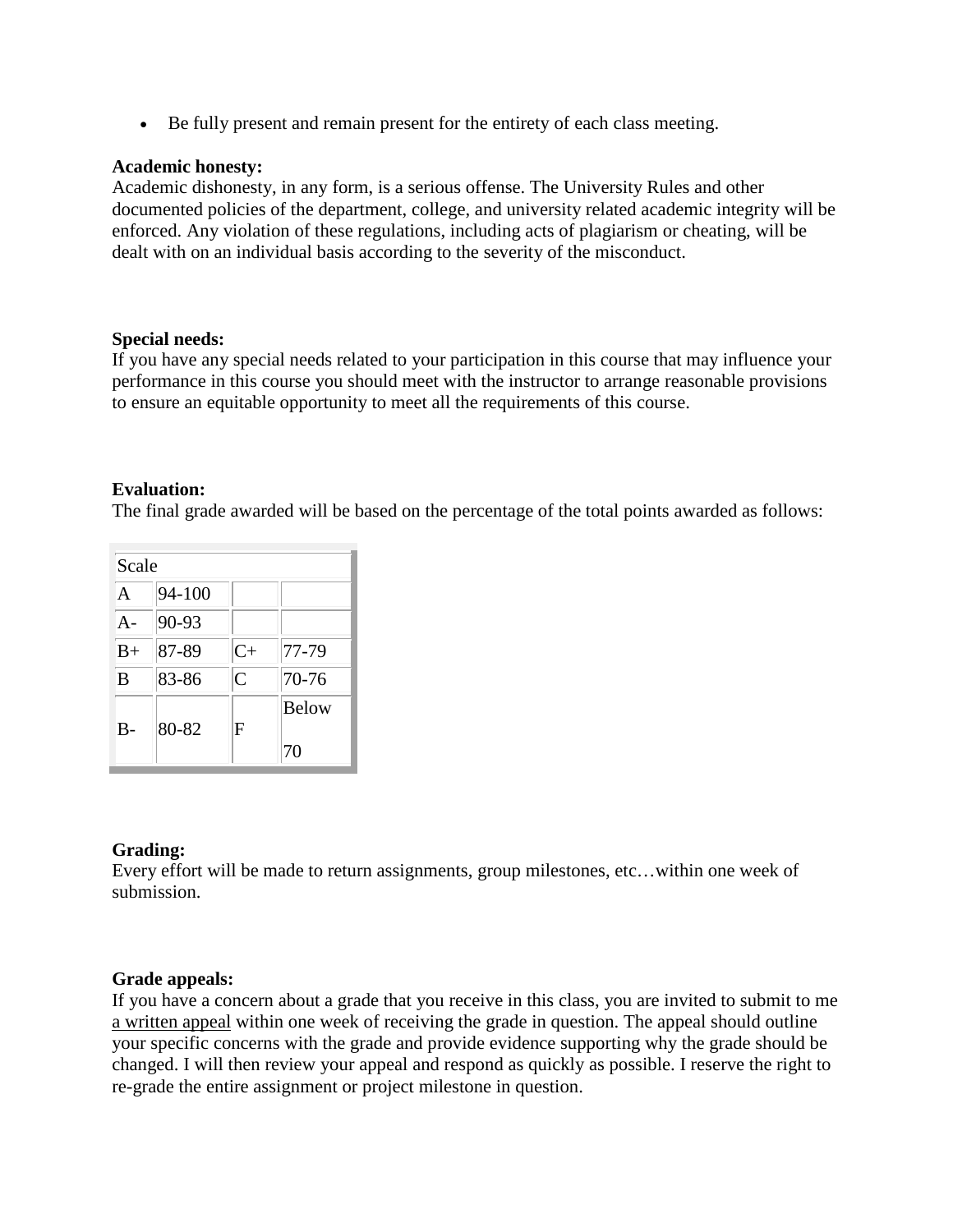- Be fully present and remain present for the entirety of each class meeting.

**Academic honesty:**
Academic dishonesty, in any form, is a serious offense. The University Rules and other documented policies of the department, college, and university related academic integrity will be enforced. Any violation of these regulations, including acts of plagiarism or cheating, will be dealt with on an individual basis according to the severity of the misconduct.

**Special needs:**
If you have any special needs related to your participation in this course that may influence your performance in this course you should meet with the instructor to arrange reasonable provisions to ensure an equitable opportunity to meet all the requirements of this course.

**Evaluation:**
The final grade awarded will be based on the percentage of the total points awarded as follows:

| Scale | | | |
|---|---|---|---|
| A | 94-100 | | |
| A- | 90-93 | | |
| B+ | 87-89 | C+ | 77-79 |
| B | 83-86 | C | 70-76 |
| B- | 80-82 | F | Below 70 |

**Grading:**
Every effort will be made to return assignments, group milestones, etc…within one week of submission.

**Grade appeals:**
If you have a concern about a grade that you receive in this class, you are invited to submit to me a written appeal within one week of receiving the grade in question. The appeal should outline your specific concerns with the grade and provide evidence supporting why the grade should be changed. I will then review your appeal and respond as quickly as possible. I reserve the right to re-grade the entire assignment or project milestone in question.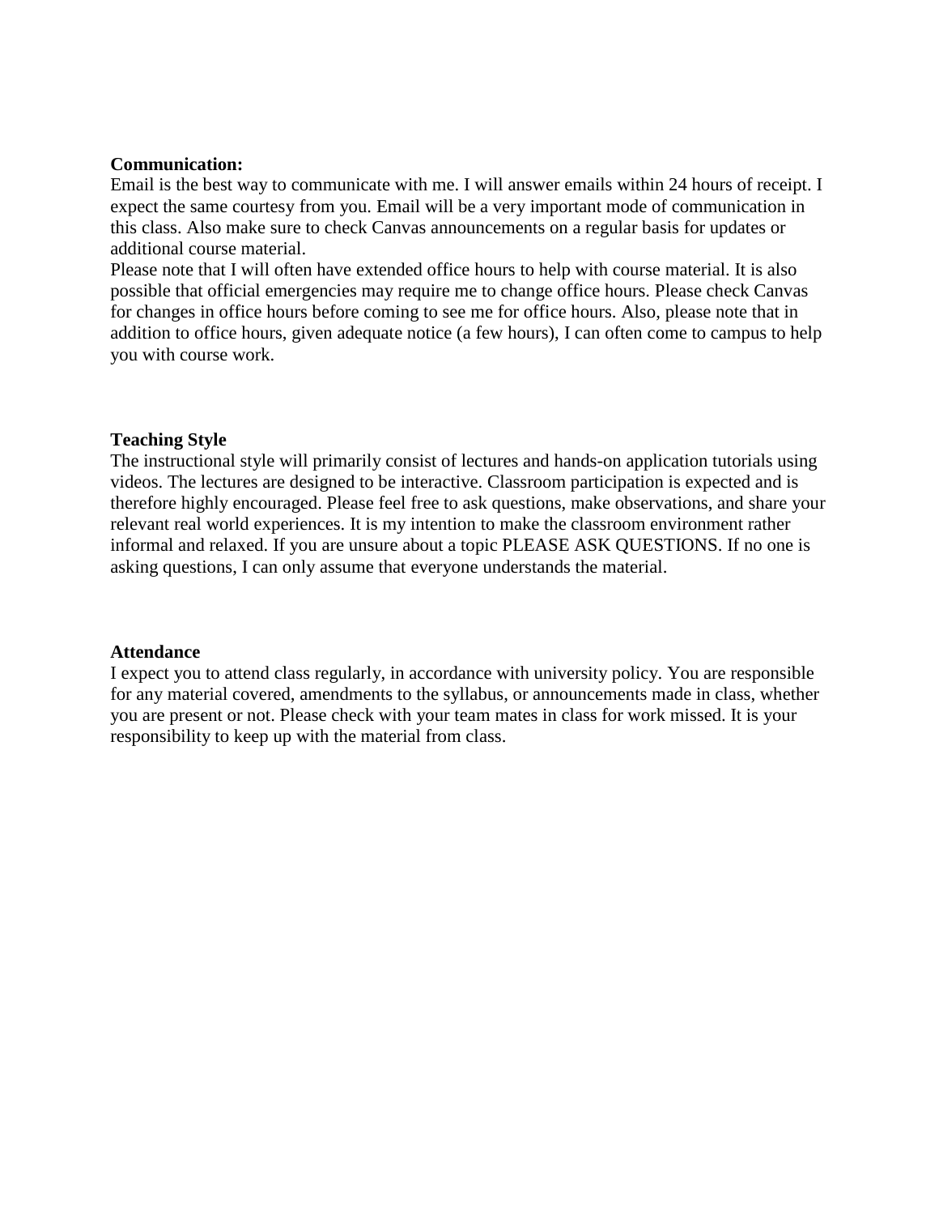**Communication:**

Email is the best way to communicate with me. I will answer emails within 24 hours of receipt. I expect the same courtesy from you. Email will be a very important mode of communication in this class. Also make sure to check Canvas announcements on a regular basis for updates or additional course material.

Please note that I will often have extended office hours to help with course material. It is also possible that official emergencies may require me to change office hours. Please check Canvas for changes in office hours before coming to see me for office hours. Also, please note that in addition to office hours, given adequate notice (a few hours), I can often come to campus to help you with course work.

**Teaching Style**

The instructional style will primarily consist of lectures and hands-on application tutorials using videos. The lectures are designed to be interactive. Classroom participation is expected and is therefore highly encouraged. Please feel free to ask questions, make observations, and share your relevant real world experiences. It is my intention to make the classroom environment rather informal and relaxed. If you are unsure about a topic PLEASE ASK QUESTIONS. If no one is asking questions, I can only assume that everyone understands the material.

**Attendance**

I expect you to attend class regularly, in accordance with university policy. You are responsible for any material covered, amendments to the syllabus, or announcements made in class, whether you are present or not. Please check with your team mates in class for work missed. It is your responsibility to keep up with the material from class.